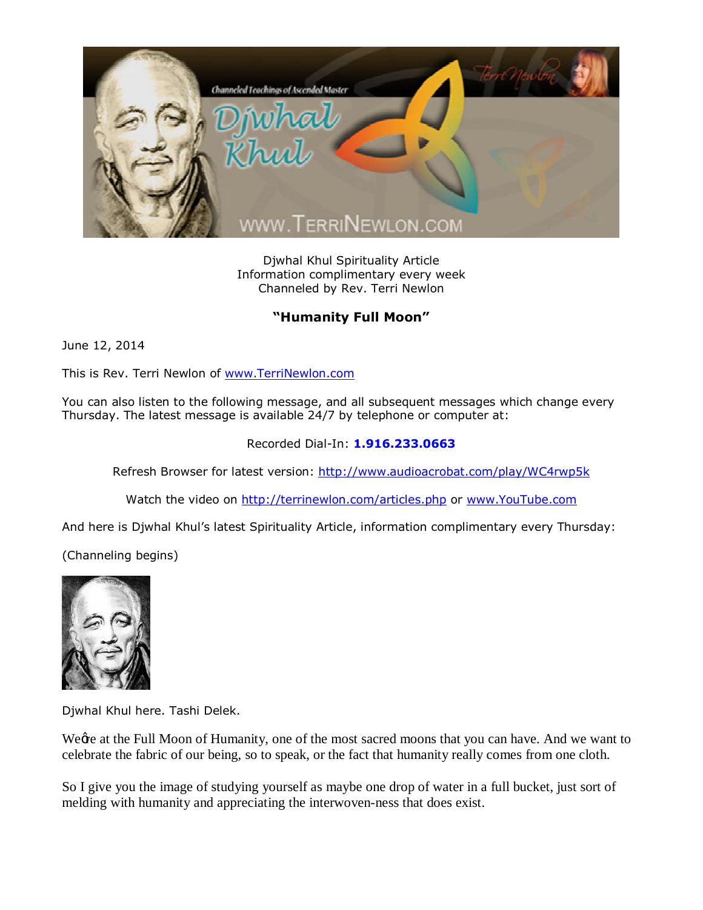Djwhal Khul Spirituality Article
Information complimentary every week
Channeled by Rev. Terri Newlon

**"Humanity Full Moon"**

June 12, 2014

This is Rev. Terri Newlon of www.TerriNewlon.com

You can also listen to the following message, and all subsequent messages which change every Thursday. The latest message is available 24/7 by telephone or computer at:

Recorded Dial-In: **1.916.233.0663**

Refresh Browser for latest version: http://www.audioacrobat.com/play/WC4rwp5k

Watch the video on http://terrinewlon.com/articles.php or www.YouTube.com

And here is Djwhal Khul's latest Spirituality Article, information complimentary every Thursday:

(Channeling begins)

Djwhal Khul here. Tashi Delek.

We're at the Full Moon of Humanity, one of the most sacred moons that you can have. And we want to celebrate the fabric of our being, so to speak, or the fact that humanity really comes from one cloth.

So I give you the image of studying yourself as maybe one drop of water in a full bucket, just sort of melding with humanity and appreciating the interwoven-ness that does exist.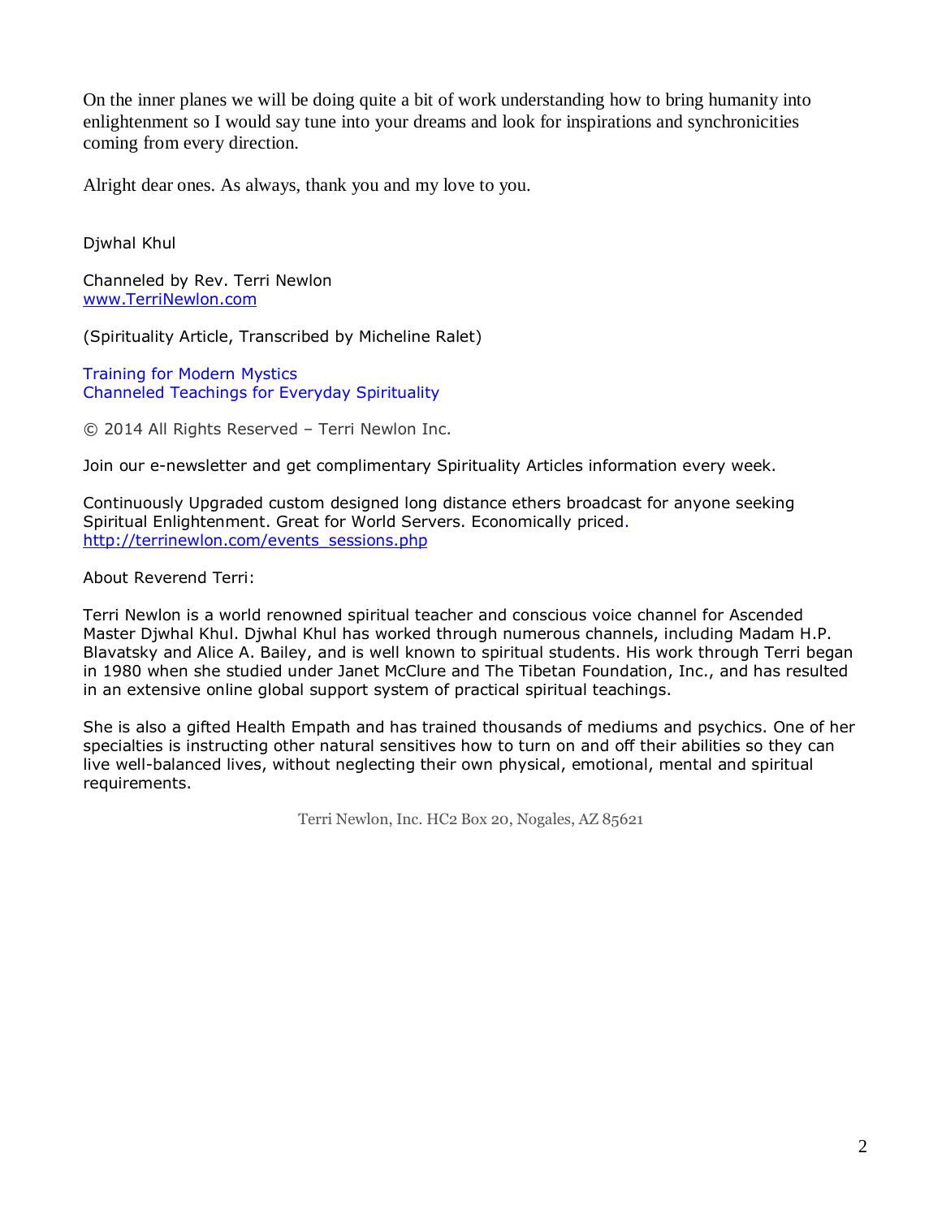On the inner planes we will be doing quite a bit of work understanding how to bring humanity into enlightenment so I would say tune into your dreams and look for inspirations and synchronicities coming from every direction.

Alright dear ones. As always, thank you and my love to you.

Djwhal Khul

Channeled by Rev. Terri Newlon
www.TerriNewlon.com

(Spirituality Article, Transcribed by Micheline Ralet)

Training for Modern Mystics
Channeled Teachings for Everyday Spirituality

© 2014 All Rights Reserved – Terri Newlon Inc.

Join our e-newsletter and get complimentary Spirituality Articles information every week.

Continuously Upgraded custom designed long distance ethers broadcast for anyone seeking Spiritual Enlightenment. Great for World Servers. Economically priced.
http://terrinewlon.com/events_sessions.php

About Reverend Terri:

Terri Newlon is a world renowned spiritual teacher and conscious voice channel for Ascended Master Djwhal Khul. Djwhal Khul has worked through numerous channels, including Madam H.P. Blavatsky and Alice A. Bailey, and is well known to spiritual students. His work through Terri began in 1980 when she studied under Janet McClure and The Tibetan Foundation, Inc., and has resulted in an extensive online global support system of practical spiritual teachings.

She is also a gifted Health Empath and has trained thousands of mediums and psychics. One of her specialties is instructing other natural sensitives how to turn on and off their abilities so they can live well-balanced lives, without neglecting their own physical, emotional, mental and spiritual requirements.

Terri Newlon, Inc. HC2 Box 20, Nogales, AZ 85621